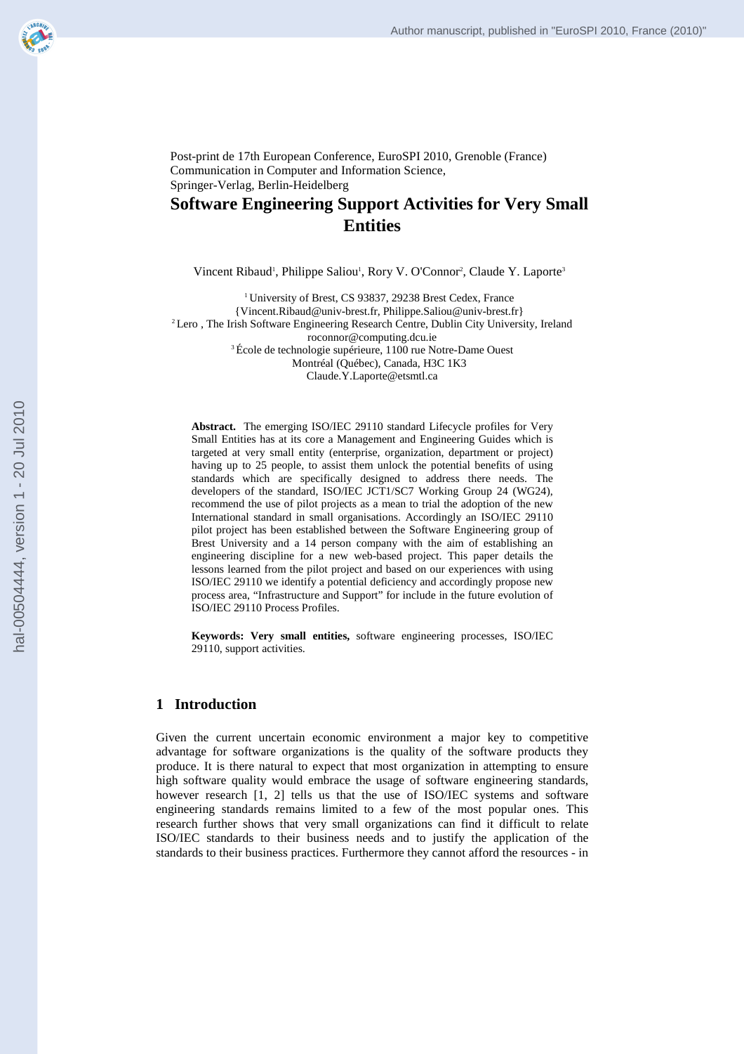Post-print de 17th European Conference, EuroSPI 2010, Grenoble (France)
Communication in Computer and Information Science,
Springer-Verlag, Berlin-Heidelberg

# Software Engineering Support Activities for Very Small Entities

Vincent Ribaud[1], Philippe Saliou[1], Rory V. O'Connor[2], Claude Y. Laporte[3]

[1] University of Brest, CS 93837, 29238 Brest Cedex, France
{Vincent.Ribaud@univ-brest.fr, Philippe.Saliou@univ-brest.fr}
[2] Lero , The Irish Software Engineering Research Centre, Dublin City University, Ireland
roconnor@computing.dcu.ie
[3] École de technologie supérieure, 1100 rue Notre-Dame Ouest
Montréal (Québec), Canada, H3C 1K3
Claude.Y.Laporte@etsmtl.ca

**Abstract.** The emerging ISO/IEC 29110 standard Lifecycle profiles for Very Small Entities has at its core a Management and Engineering Guides which is targeted at very small entity (enterprise, organization, department or project) having up to 25 people, to assist them unlock the potential benefits of using standards which are specifically designed to address there needs. The developers of the standard, ISO/IEC JCT1/SC7 Working Group 24 (WG24), recommend the use of pilot projects as a mean to trial the adoption of the new International standard in small organisations. Accordingly an ISO/IEC 29110 pilot project has been established between the Software Engineering group of Brest University and a 14 person company with the aim of establishing an engineering discipline for a new web-based project. This paper details the lessons learned from the pilot project and based on our experiences with using ISO/IEC 29110 we identify a potential deficiency and accordingly propose new process area, "Infrastructure and Support" for include in the future evolution of ISO/IEC 29110 Process Profiles.

**Keywords: Very small entities,** software engineering processes, ISO/IEC 29110, support activities.

## 1 Introduction

Given the current uncertain economic environment a major key to competitive advantage for software organizations is the quality of the software products they produce. It is there natural to expect that most organization in attempting to ensure high software quality would embrace the usage of software engineering standards, however research [1, 2] tells us that the use of ISO/IEC systems and software engineering standards remains limited to a few of the most popular ones. This research further shows that very small organizations can find it difficult to relate ISO/IEC standards to their business needs and to justify the application of the standards to their business practices. Furthermore they cannot afford the resources - in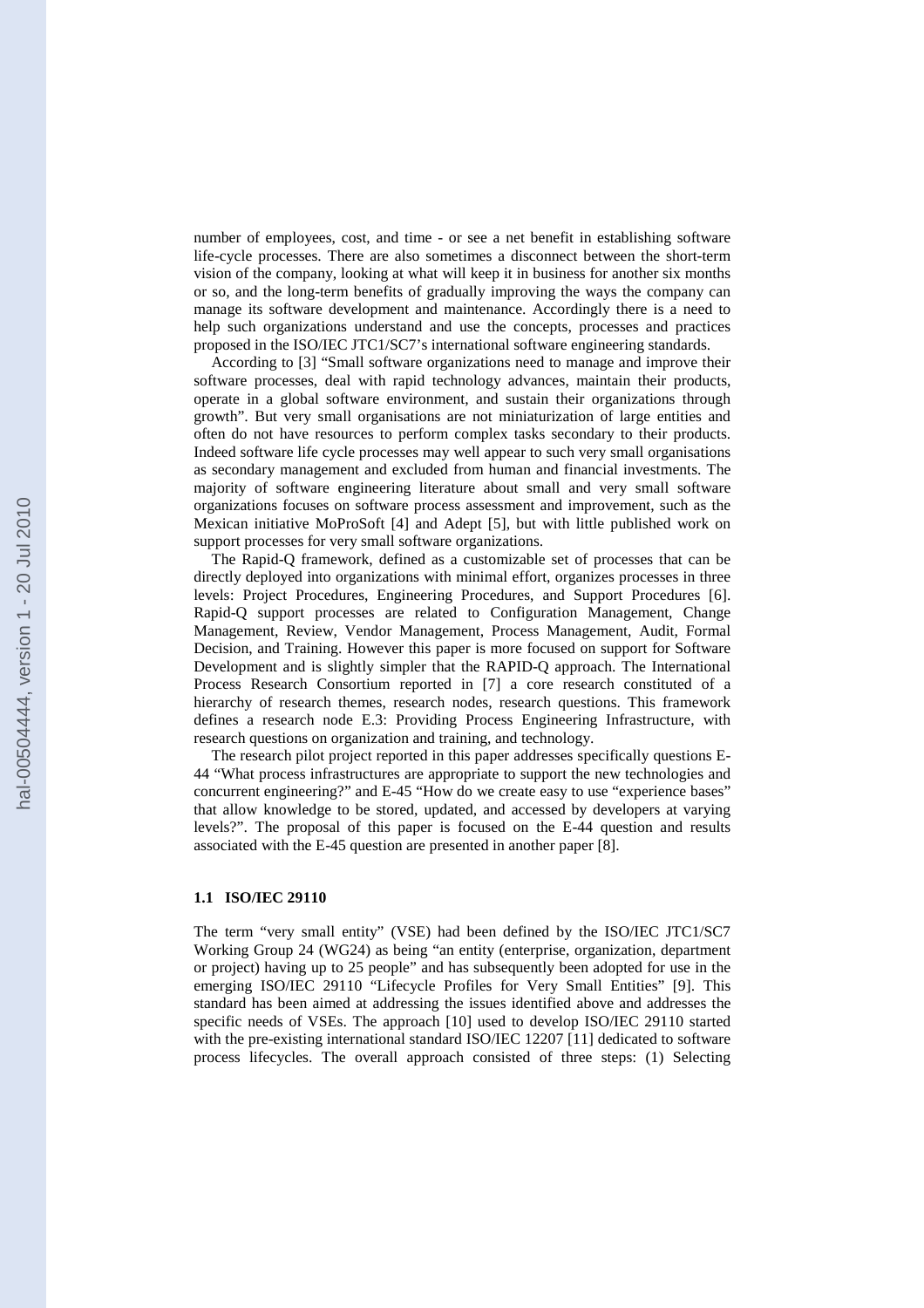number of employees, cost, and time - or see a net benefit in establishing software life-cycle processes. There are also sometimes a disconnect between the short-term vision of the company, looking at what will keep it in business for another six months or so, and the long-term benefits of gradually improving the ways the company can manage its software development and maintenance. Accordingly there is a need to help such organizations understand and use the concepts, processes and practices proposed in the ISO/IEC JTC1/SC7's international software engineering standards.

According to [3] "Small software organizations need to manage and improve their software processes, deal with rapid technology advances, maintain their products, operate in a global software environment, and sustain their organizations through growth". But very small organisations are not miniaturization of large entities and often do not have resources to perform complex tasks secondary to their products. Indeed software life cycle processes may well appear to such very small organisations as secondary management and excluded from human and financial investments. The majority of software engineering literature about small and very small software organizations focuses on software process assessment and improvement, such as the Mexican initiative MoProSoft [4] and Adept [5], but with little published work on support processes for very small software organizations.

The Rapid-Q framework, defined as a customizable set of processes that can be directly deployed into organizations with minimal effort, organizes processes in three levels: Project Procedures, Engineering Procedures, and Support Procedures [6]. Rapid-Q support processes are related to Configuration Management, Change Management, Review, Vendor Management, Process Management, Audit, Formal Decision, and Training. However this paper is more focused on support for Software Development and is slightly simpler that the RAPID-Q approach. The International Process Research Consortium reported in [7] a core research constituted of a hierarchy of research themes, research nodes, research questions. This framework defines a research node E.3: Providing Process Engineering Infrastructure, with research questions on organization and training, and technology.

The research pilot project reported in this paper addresses specifically questions E-44 "What process infrastructures are appropriate to support the new technologies and concurrent engineering?" and E-45 "How do we create easy to use "experience bases" that allow knowledge to be stored, updated, and accessed by developers at varying levels?". The proposal of this paper is focused on the E-44 question and results associated with the E-45 question are presented in another paper [8].

### 1.1 ISO/IEC 29110

The term "very small entity" (VSE) had been defined by the ISO/IEC JTC1/SC7 Working Group 24 (WG24) as being "an entity (enterprise, organization, department or project) having up to 25 people" and has subsequently been adopted for use in the emerging ISO/IEC 29110 "Lifecycle Profiles for Very Small Entities" [9]. This standard has been aimed at addressing the issues identified above and addresses the specific needs of VSEs. The approach [10] used to develop ISO/IEC 29110 started with the pre-existing international standard ISO/IEC 12207 [11] dedicated to software process lifecycles. The overall approach consisted of three steps: (1) Selecting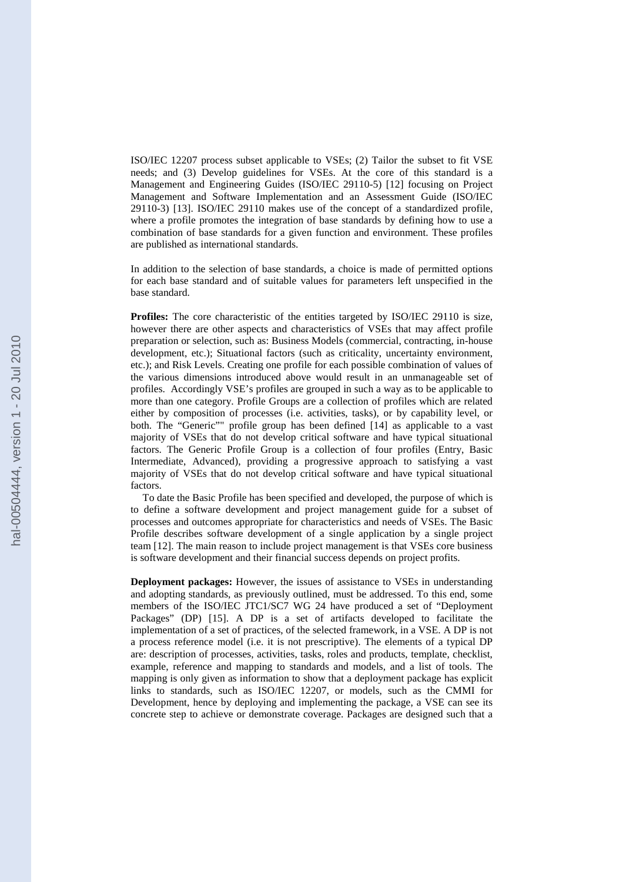ISO/IEC 12207 process subset applicable to VSEs; (2) Tailor the subset to fit VSE needs; and (3) Develop guidelines for VSEs. At the core of this standard is a Management and Engineering Guides (ISO/IEC 29110-5) [12] focusing on Project Management and Software Implementation and an Assessment Guide (ISO/IEC 29110-3) [13]. ISO/IEC 29110 makes use of the concept of a standardized profile, where a profile promotes the integration of base standards by defining how to use a combination of base standards for a given function and environment. These profiles are published as international standards.

In addition to the selection of base standards, a choice is made of permitted options for each base standard and of suitable values for parameters left unspecified in the base standard.

**Profiles:** The core characteristic of the entities targeted by ISO/IEC 29110 is size, however there are other aspects and characteristics of VSEs that may affect profile preparation or selection, such as: Business Models (commercial, contracting, in-house development, etc.); Situational factors (such as criticality, uncertainty environment, etc.); and Risk Levels. Creating one profile for each possible combination of values of the various dimensions introduced above would result in an unmanageable set of profiles. Accordingly VSE's profiles are grouped in such a way as to be applicable to more than one category. Profile Groups are a collection of profiles which are related either by composition of processes (i.e. activities, tasks), or by capability level, or both. The "Generic"" profile group has been defined [14] as applicable to a vast majority of VSEs that do not develop critical software and have typical situational factors. The Generic Profile Group is a collection of four profiles (Entry, Basic Intermediate, Advanced), providing a progressive approach to satisfying a vast majority of VSEs that do not develop critical software and have typical situational factors.

To date the Basic Profile has been specified and developed, the purpose of which is to define a software development and project management guide for a subset of processes and outcomes appropriate for characteristics and needs of VSEs. The Basic Profile describes software development of a single application by a single project team [12]. The main reason to include project management is that VSEs core business is software development and their financial success depends on project profits.

**Deployment packages:** However, the issues of assistance to VSEs in understanding and adopting standards, as previously outlined, must be addressed. To this end, some members of the ISO/IEC JTC1/SC7 WG 24 have produced a set of "Deployment Packages" (DP) [15]. A DP is a set of artifacts developed to facilitate the implementation of a set of practices, of the selected framework, in a VSE. A DP is not a process reference model (i.e. it is not prescriptive). The elements of a typical DP are: description of processes, activities, tasks, roles and products, template, checklist, example, reference and mapping to standards and models, and a list of tools. The mapping is only given as information to show that a deployment package has explicit links to standards, such as ISO/IEC 12207, or models, such as the CMMI for Development, hence by deploying and implementing the package, a VSE can see its concrete step to achieve or demonstrate coverage. Packages are designed such that a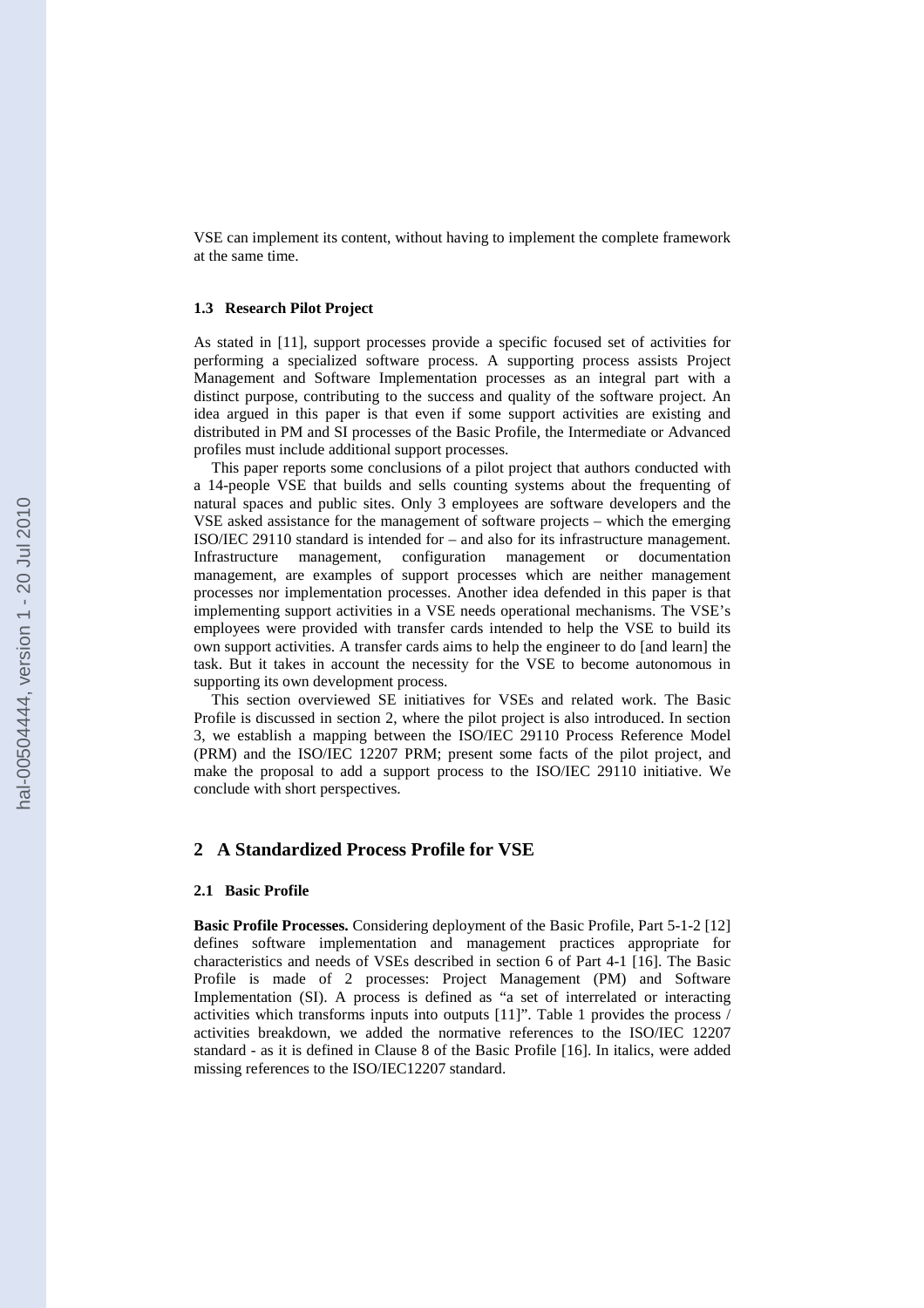VSE can implement its content, without having to implement the complete framework at the same time.

### 1.3 Research Pilot Project

As stated in [11], support processes provide a specific focused set of activities for performing a specialized software process. A supporting process assists Project Management and Software Implementation processes as an integral part with a distinct purpose, contributing to the success and quality of the software project. An idea argued in this paper is that even if some support activities are existing and distributed in PM and SI processes of the Basic Profile, the Intermediate or Advanced profiles must include additional support processes.

This paper reports some conclusions of a pilot project that authors conducted with a 14-people VSE that builds and sells counting systems about the frequenting of natural spaces and public sites. Only 3 employees are software developers and the VSE asked assistance for the management of software projects – which the emerging ISO/IEC 29110 standard is intended for – and also for its infrastructure management. Infrastructure management, configuration management or documentation management, are examples of support processes which are neither management processes nor implementation processes. Another idea defended in this paper is that implementing support activities in a VSE needs operational mechanisms. The VSE's employees were provided with transfer cards intended to help the VSE to build its own support activities. A transfer cards aims to help the engineer to do [and learn] the task. But it takes in account the necessity for the VSE to become autonomous in supporting its own development process.

This section overviewed SE initiatives for VSEs and related work. The Basic Profile is discussed in section 2, where the pilot project is also introduced. In section 3, we establish a mapping between the ISO/IEC 29110 Process Reference Model (PRM) and the ISO/IEC 12207 PRM; present some facts of the pilot project, and make the proposal to add a support process to the ISO/IEC 29110 initiative. We conclude with short perspectives.

## 2 A Standardized Process Profile for VSE

### 2.1 Basic Profile

**Basic Profile Processes.** Considering deployment of the Basic Profile, Part 5-1-2 [12] defines software implementation and management practices appropriate for characteristics and needs of VSEs described in section 6 of Part 4-1 [16]. The Basic Profile is made of 2 processes: Project Management (PM) and Software Implementation (SI). A process is defined as "a set of interrelated or interacting activities which transforms inputs into outputs [11]". Table 1 provides the process / activities breakdown, we added the normative references to the ISO/IEC 12207 standard - as it is defined in Clause 8 of the Basic Profile [16]. In italics, were added missing references to the ISO/IEC12207 standard.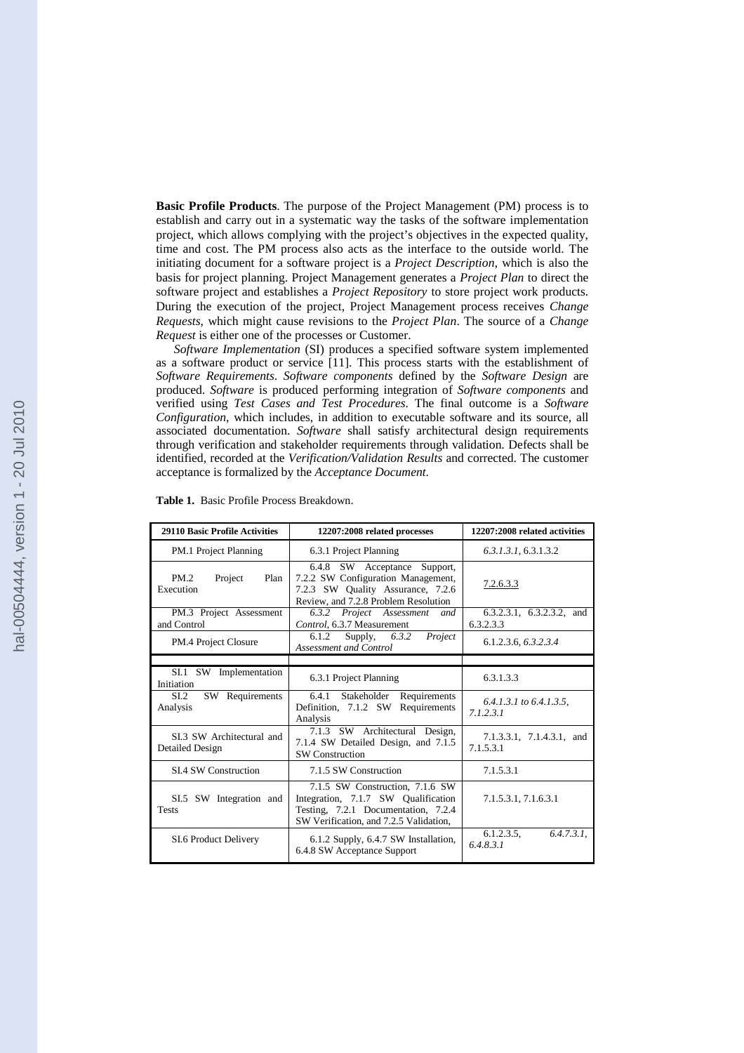**Basic Profile Products**. The purpose of the Project Management (PM) process is to establish and carry out in a systematic way the tasks of the software implementation project, which allows complying with the project's objectives in the expected quality, time and cost. The PM process also acts as the interface to the outside world. The initiating document for a software project is a *Project Description*, which is also the basis for project planning. Project Management generates a *Project Plan* to direct the software project and establishes a *Project Repository* to store project work products. During the execution of the project, Project Management process receives *Change Requests*, which might cause revisions to the *Project Plan*. The source of a *Change Request* is either one of the processes or Customer.

*Software Implementation* (SI) produces a specified software system implemented as a software product or service [11]. This process starts with the establishment of *Software Requirements*. *Software components* defined by the *Software Design* are produced. *Software* is produced performing integration of *Software components* and verified using *Test Cases and Test Procedures*. The final outcome is a *Software Configuration*, which includes, in addition to executable software and its source, all associated documentation. *Software* shall satisfy architectural design requirements through verification and stakeholder requirements through validation. Defects shall be identified, recorded at the *Verification/Validation Results* and corrected. The customer acceptance is formalized by the *Acceptance Document*.

**Table 1.** Basic Profile Process Breakdown.

| 29110 Basic Profile Activities | 12207:2008 related processes | 12207:2008 related activities |
|---|---|---|
| PM.1 Project Planning | 6.3.1 Project Planning | *6.3.1.3.1*, 6.3.1.3.2 |
| PM.2 Project Plan Execution | 6.4.8 SW Acceptance Support, 7.2.2 SW Configuration Management, 7.2.3 SW Quality Assurance, 7.2.6 Review, and 7.2.8 Problem Resolution | 7.2.6.3.3 |
| PM.3 Project Assessment and Control | *6.3.2 Project Assessment and Control*, 6.3.7 Measurement | 6.3.2.3.1, 6.3.2.3.2, and 6.3.2.3.3 |
| PM.4 Project Closure | 6.1.2 Supply, *6.3.2 Project Assessment and Control* | 6.1.2.3.6, *6.3.2.3.4* |
| | | |
| SI.1 SW Implementation Initiation | 6.3.1 Project Planning | 6.3.1.3.3 |
| SI.2 SW Requirements Analysis | 6.4.1 Stakeholder Requirements Definition, 7.1.2 SW Requirements Analysis | *6.4.1.3.1 to 6.4.1.3.5*, *7.1.2.3.1* |
| SI.3 SW Architectural and Detailed Design | 7.1.3 SW Architectural Design, 7.1.4 SW Detailed Design, and 7.1.5 SW Construction | 7.1.3.3.1, 7.1.4.3.1, and 7.1.5.3.1 |
| SI.4 SW Construction | 7.1.5 SW Construction | 7.1.5.3.1 |
| SI.5 SW Integration and Tests | 7.1.5 SW Construction, 7.1.6 SW Integration, 7.1.7 SW Qualification Testing, 7.2.1 Documentation, 7.2.4 SW Verification, and 7.2.5 Validation, | 7.1.5.3.1, 7.1.6.3.1 |
| SI.6 Product Delivery | 6.1.2 Supply, 6.4.7 SW Installation, 6.4.8 SW Acceptance Support | 6.1.2.3.5, *6.4.7.3.1*, *6.4.8.3.1* |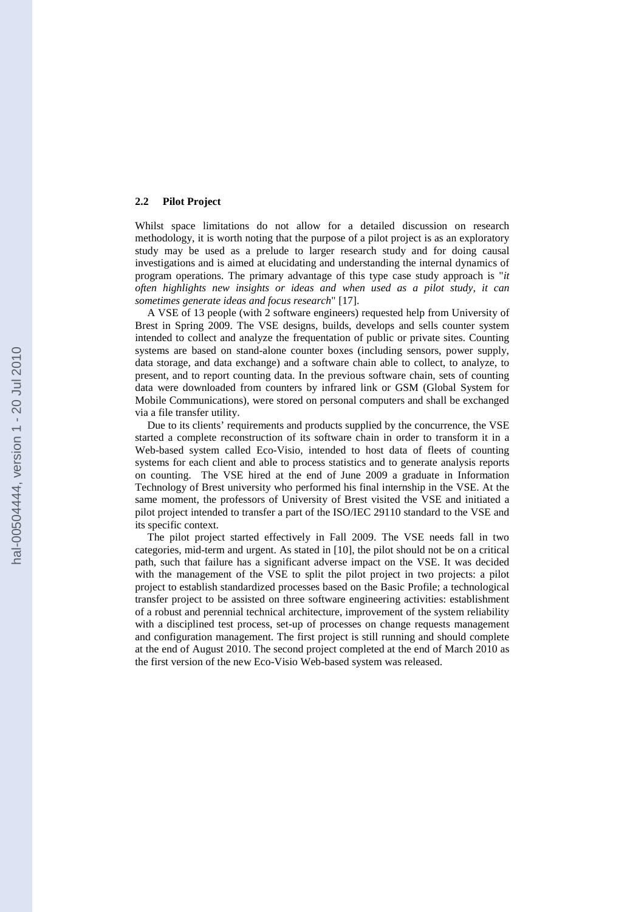### 2.2 Pilot Project

Whilst space limitations do not allow for a detailed discussion on research methodology, it is worth noting that the purpose of a pilot project is as an exploratory study may be used as a prelude to larger research study and for doing causal investigations and is aimed at elucidating and understanding the internal dynamics of program operations. The primary advantage of this type case study approach is "*it often highlights new insights or ideas and when used as a pilot study, it can sometimes generate ideas and focus research*" [17].

A VSE of 13 people (with 2 software engineers) requested help from University of Brest in Spring 2009. The VSE designs, builds, develops and sells counter system intended to collect and analyze the frequentation of public or private sites. Counting systems are based on stand-alone counter boxes (including sensors, power supply, data storage, and data exchange) and a software chain able to collect, to analyze, to present, and to report counting data. In the previous software chain, sets of counting data were downloaded from counters by infrared link or GSM (Global System for Mobile Communications), were stored on personal computers and shall be exchanged via a file transfer utility.

Due to its clients' requirements and products supplied by the concurrence, the VSE started a complete reconstruction of its software chain in order to transform it in a Web-based system called Eco-Visio, intended to host data of fleets of counting systems for each client and able to process statistics and to generate analysis reports on counting. The VSE hired at the end of June 2009 a graduate in Information Technology of Brest university who performed his final internship in the VSE. At the same moment, the professors of University of Brest visited the VSE and initiated a pilot project intended to transfer a part of the ISO/IEC 29110 standard to the VSE and its specific context.

The pilot project started effectively in Fall 2009. The VSE needs fall in two categories, mid-term and urgent. As stated in [10], the pilot should not be on a critical path, such that failure has a significant adverse impact on the VSE. It was decided with the management of the VSE to split the pilot project in two projects: a pilot project to establish standardized processes based on the Basic Profile; a technological transfer project to be assisted on three software engineering activities: establishment of a robust and perennial technical architecture, improvement of the system reliability with a disciplined test process, set-up of processes on change requests management and configuration management. The first project is still running and should complete at the end of August 2010. The second project completed at the end of March 2010 as the first version of the new Eco-Visio Web-based system was released.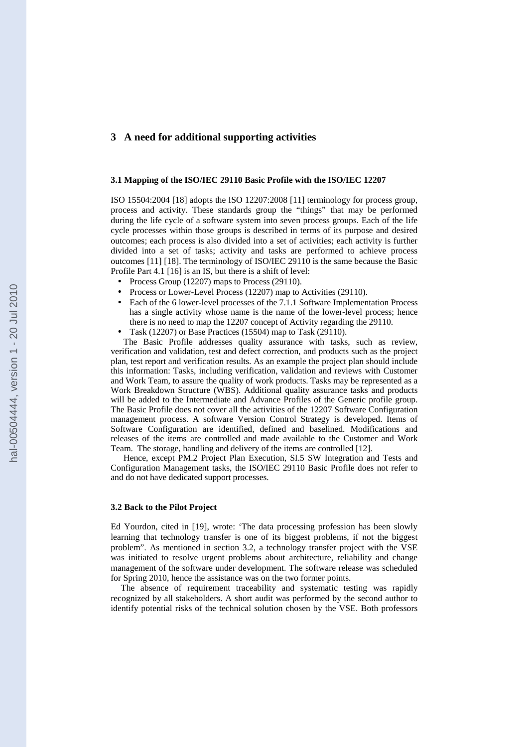## 3 A need for additional supporting activities

### 3.1 Mapping of the ISO/IEC 29110 Basic Profile with the ISO/IEC 12207

ISO 15504:2004 [18] adopts the ISO 12207:2008 [11] terminology for process group, process and activity. These standards group the "things" that may be performed during the life cycle of a software system into seven process groups. Each of the life cycle processes within those groups is described in terms of its purpose and desired outcomes; each process is also divided into a set of activities; each activity is further divided into a set of tasks; activity and tasks are performed to achieve process outcomes [11] [18]. The terminology of ISO/IEC 29110 is the same because the Basic Profile Part 4.1 [16] is an IS, but there is a shift of level:

- Process Group (12207) maps to Process (29110).
- Process or Lower-Level Process (12207) map to Activities (29110).
- Each of the 6 lower-level processes of the 7.1.1 Software Implementation Process has a single activity whose name is the name of the lower-level process; hence there is no need to map the 12207 concept of Activity regarding the 29110.
- Task (12207) or Base Practices (15504) map to Task (29110).

The Basic Profile addresses quality assurance with tasks, such as review, verification and validation, test and defect correction, and products such as the project plan, test report and verification results. As an example the project plan should include this information: Tasks, including verification, validation and reviews with Customer and Work Team, to assure the quality of work products. Tasks may be represented as a Work Breakdown Structure (WBS). Additional quality assurance tasks and products will be added to the Intermediate and Advance Profiles of the Generic profile group. The Basic Profile does not cover all the activities of the 12207 Software Configuration management process. A software Version Control Strategy is developed. Items of Software Configuration are identified, defined and baselined. Modifications and releases of the items are controlled and made available to the Customer and Work Team. The storage, handling and delivery of the items are controlled [12].

Hence, except PM.2 Project Plan Execution, SI.5 SW Integration and Tests and Configuration Management tasks, the ISO/IEC 29110 Basic Profile does not refer to and do not have dedicated support processes.

### 3.2 Back to the Pilot Project

Ed Yourdon, cited in [19], wrote: 'The data processing profession has been slowly learning that technology transfer is one of its biggest problems, if not the biggest problem". As mentioned in section 3.2, a technology transfer project with the VSE was initiated to resolve urgent problems about architecture, reliability and change management of the software under development. The software release was scheduled for Spring 2010, hence the assistance was on the two former points.

The absence of requirement traceability and systematic testing was rapidly recognized by all stakeholders. A short audit was performed by the second author to identify potential risks of the technical solution chosen by the VSE. Both professors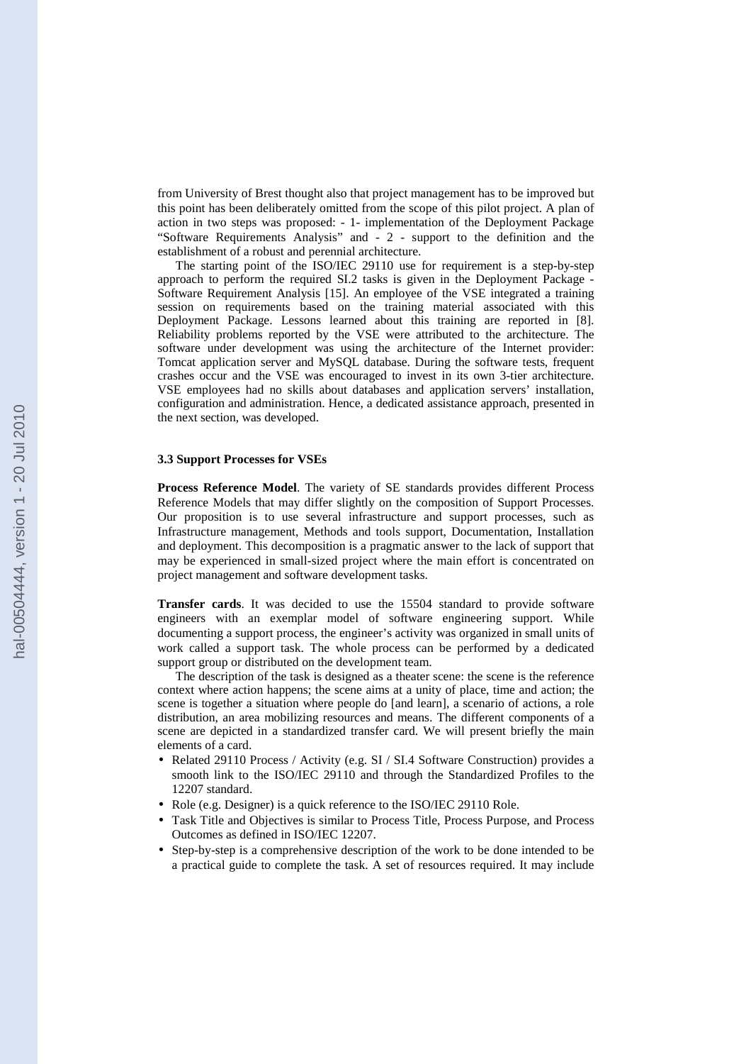from University of Brest thought also that project management has to be improved but this point has been deliberately omitted from the scope of this pilot project. A plan of action in two steps was proposed: - 1- implementation of the Deployment Package "Software Requirements Analysis" and - 2 - support to the definition and the establishment of a robust and perennial architecture.

The starting point of the ISO/IEC 29110 use for requirement is a step-by-step approach to perform the required SI.2 tasks is given in the Deployment Package - Software Requirement Analysis [15]. An employee of the VSE integrated a training session on requirements based on the training material associated with this Deployment Package. Lessons learned about this training are reported in [8]. Reliability problems reported by the VSE were attributed to the architecture. The software under development was using the architecture of the Internet provider: Tomcat application server and MySQL database. During the software tests, frequent crashes occur and the VSE was encouraged to invest in its own 3-tier architecture. VSE employees had no skills about databases and application servers' installation, configuration and administration. Hence, a dedicated assistance approach, presented in the next section, was developed.

### 3.3 Support Processes for VSEs

**Process Reference Model**. The variety of SE standards provides different Process Reference Models that may differ slightly on the composition of Support Processes. Our proposition is to use several infrastructure and support processes, such as Infrastructure management, Methods and tools support, Documentation, Installation and deployment. This decomposition is a pragmatic answer to the lack of support that may be experienced in small-sized project where the main effort is concentrated on project management and software development tasks.

**Transfer cards**. It was decided to use the 15504 standard to provide software engineers with an exemplar model of software engineering support. While documenting a support process, the engineer's activity was organized in small units of work called a support task. The whole process can be performed by a dedicated support group or distributed on the development team.

The description of the task is designed as a theater scene: the scene is the reference context where action happens; the scene aims at a unity of place, time and action; the scene is together a situation where people do [and learn], a scenario of actions, a role distribution, an area mobilizing resources and means. The different components of a scene are depicted in a standardized transfer card. We will present briefly the main elements of a card.

- Related 29110 Process / Activity (e.g. SI / SI.4 Software Construction) provides a smooth link to the ISO/IEC 29110 and through the Standardized Profiles to the 12207 standard.
- Role (e.g. Designer) is a quick reference to the ISO/IEC 29110 Role.
- Task Title and Objectives is similar to Process Title, Process Purpose, and Process Outcomes as defined in ISO/IEC 12207.
- Step-by-step is a comprehensive description of the work to be done intended to be a practical guide to complete the task. A set of resources required. It may include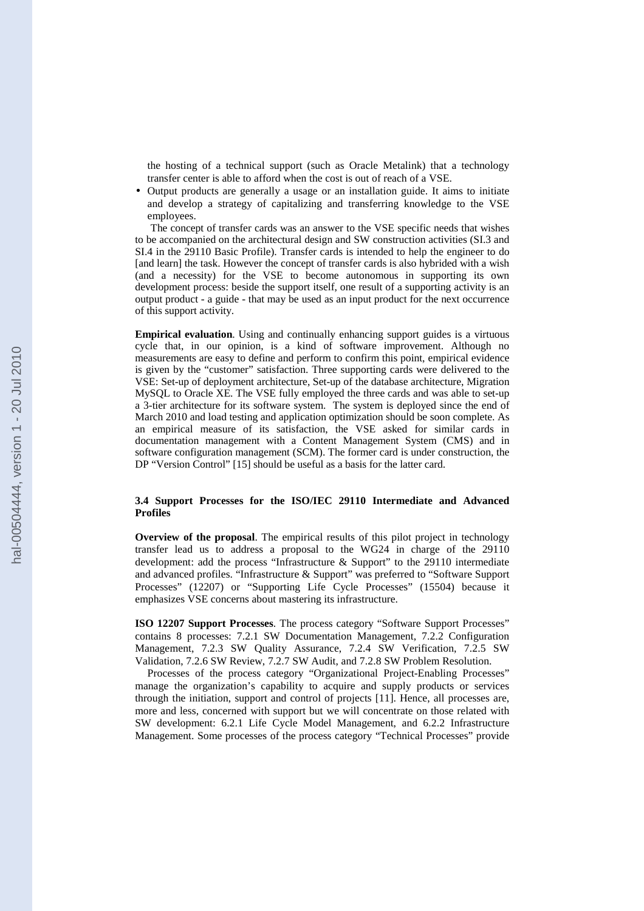the hosting of a technical support (such as Oracle Metalink) that a technology transfer center is able to afford when the cost is out of reach of a VSE.

- Output products are generally a usage or an installation guide. It aims to initiate and develop a strategy of capitalizing and transferring knowledge to the VSE employees.

The concept of transfer cards was an answer to the VSE specific needs that wishes to be accompanied on the architectural design and SW construction activities (SI.3 and SI.4 in the 29110 Basic Profile). Transfer cards is intended to help the engineer to do [and learn] the task. However the concept of transfer cards is also hybrided with a wish (and a necessity) for the VSE to become autonomous in supporting its own development process: beside the support itself, one result of a supporting activity is an output product - a guide - that may be used as an input product for the next occurrence of this support activity.

**Empirical evaluation**. Using and continually enhancing support guides is a virtuous cycle that, in our opinion, is a kind of software improvement. Although no measurements are easy to define and perform to confirm this point, empirical evidence is given by the "customer" satisfaction. Three supporting cards were delivered to the VSE: Set-up of deployment architecture, Set-up of the database architecture, Migration MySQL to Oracle XE. The VSE fully employed the three cards and was able to set-up a 3-tier architecture for its software system. The system is deployed since the end of March 2010 and load testing and application optimization should be soon complete. As an empirical measure of its satisfaction, the VSE asked for similar cards in documentation management with a Content Management System (CMS) and in software configuration management (SCM). The former card is under construction, the DP "Version Control" [15] should be useful as a basis for the latter card.

### 3.4 Support Processes for the ISO/IEC 29110 Intermediate and Advanced Profiles

**Overview of the proposal**. The empirical results of this pilot project in technology transfer lead us to address a proposal to the WG24 in charge of the 29110 development: add the process "Infrastructure & Support" to the 29110 intermediate and advanced profiles. "Infrastructure & Support" was preferred to "Software Support Processes" (12207) or "Supporting Life Cycle Processes" (15504) because it emphasizes VSE concerns about mastering its infrastructure.

**ISO 12207 Support Processes**. The process category "Software Support Processes" contains 8 processes: 7.2.1 SW Documentation Management, 7.2.2 Configuration Management, 7.2.3 SW Quality Assurance, 7.2.4 SW Verification, 7.2.5 SW Validation, 7.2.6 SW Review, 7.2.7 SW Audit, and 7.2.8 SW Problem Resolution.

Processes of the process category "Organizational Project-Enabling Processes" manage the organization's capability to acquire and supply products or services through the initiation, support and control of projects [11]. Hence, all processes are, more and less, concerned with support but we will concentrate on those related with SW development: 6.2.1 Life Cycle Model Management, and 6.2.2 Infrastructure Management. Some processes of the process category "Technical Processes" provide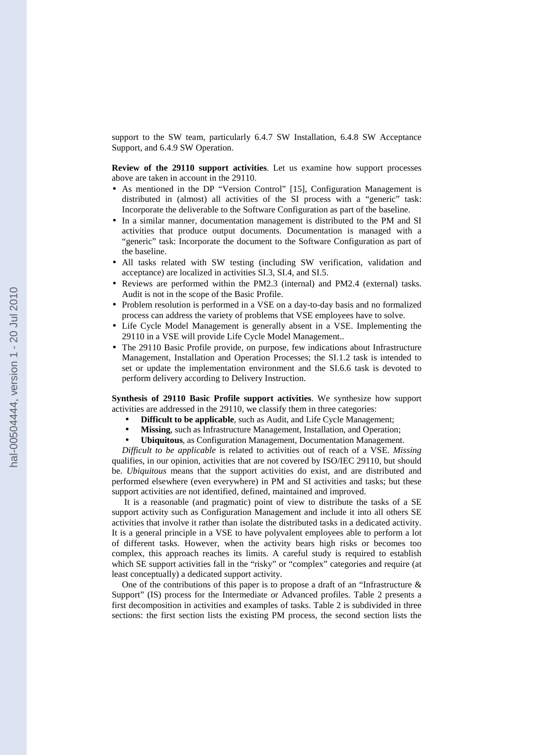support to the SW team, particularly 6.4.7 SW Installation, 6.4.8 SW Acceptance Support, and 6.4.9 SW Operation.

**Review of the 29110 support activities**. Let us examine how support processes above are taken in account in the 29110.

- As mentioned in the DP "Version Control" [15], Configuration Management is distributed in (almost) all activities of the SI process with a "generic" task: Incorporate the deliverable to the Software Configuration as part of the baseline.
- In a similar manner, documentation management is distributed to the PM and SI activities that produce output documents. Documentation is managed with a "generic" task: Incorporate the document to the Software Configuration as part of the baseline.
- All tasks related with SW testing (including SW verification, validation and acceptance) are localized in activities SI.3, SI.4, and SI.5.
- Reviews are performed within the PM2.3 (internal) and PM2.4 (external) tasks. Audit is not in the scope of the Basic Profile.
- Problem resolution is performed in a VSE on a day-to-day basis and no formalized process can address the variety of problems that VSE employees have to solve.
- Life Cycle Model Management is generally absent in a VSE. Implementing the 29110 in a VSE will provide Life Cycle Model Management..
- The 29110 Basic Profile provide, on purpose, few indications about Infrastructure Management, Installation and Operation Processes; the SI.1.2 task is intended to set or update the implementation environment and the SI.6.6 task is devoted to perform delivery according to Delivery Instruction.

**Synthesis of 29110 Basic Profile support activities**. We synthesize how support activities are addressed in the 29110, we classify them in three categories:

- **Difficult to be applicable**, such as Audit, and Life Cycle Management;
- **Missing**, such as Infrastructure Management, Installation, and Operation;
- **Ubiquitous**, as Configuration Management, Documentation Management.

*Difficult to be applicable* is related to activities out of reach of a VSE. *Missing* qualifies, in our opinion, activities that are not covered by ISO/IEC 29110, but should be. *Ubiquitous* means that the support activities do exist, and are distributed and performed elsewhere (even everywhere) in PM and SI activities and tasks; but these support activities are not identified, defined, maintained and improved.

It is a reasonable (and pragmatic) point of view to distribute the tasks of a SE support activity such as Configuration Management and include it into all others SE activities that involve it rather than isolate the distributed tasks in a dedicated activity. It is a general principle in a VSE to have polyvalent employees able to perform a lot of different tasks. However, when the activity bears high risks or becomes too complex, this approach reaches its limits. A careful study is required to establish which SE support activities fall in the "risky" or "complex" categories and require (at least conceptually) a dedicated support activity.

One of the contributions of this paper is to propose a draft of an "Infrastructure & Support" (IS) process for the Intermediate or Advanced profiles. Table 2 presents a first decomposition in activities and examples of tasks. Table 2 is subdivided in three sections: the first section lists the existing PM process, the second section lists the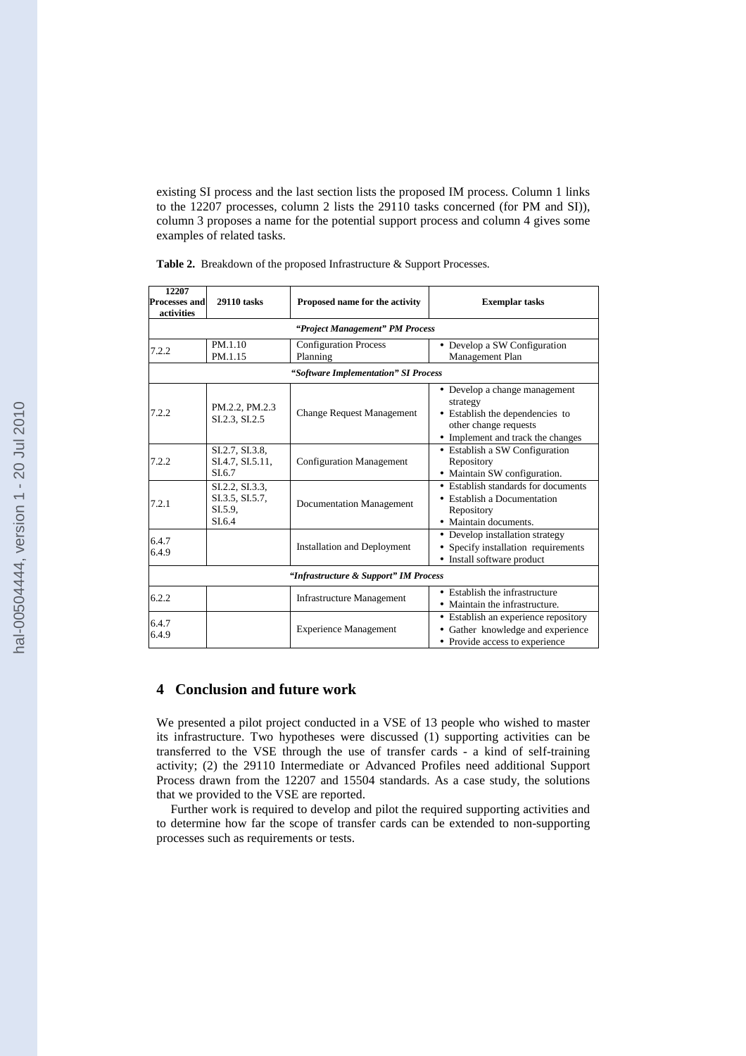existing SI process and the last section lists the proposed IM process. Column 1 links to the 12207 processes, column 2 lists the 29110 tasks concerned (for PM and SI)), column 3 proposes a name for the potential support process and column 4 gives some examples of related tasks.

**Table 2.** Breakdown of the proposed Infrastructure & Support Processes.

| 12207 Processes and activities | 29110 tasks | Proposed name for the activity | Exemplar tasks |
|---|---|---|---|
| | | ***"Project Management" PM Process*** | |
| 7.2.2 | PM.1.10<br>PM.1.15 | Configuration Process Planning | • Develop a SW Configuration Management Plan |
| | | ***"Software Implementation" SI Process*** | |
| 7.2.2 | PM.2.2, PM.2.3<br>SI.2.3, SI.2.5 | Change Request Management | • Develop a change management strategy<br>• Establish the dependencies to other change requests<br>• Implement and track the changes |
| 7.2.2 | SI.2.7, SI.3.8, SI.4.7, SI.5.11, SI.6.7 | Configuration Management | • Establish a SW Configuration Repository<br>• Maintain SW configuration. |
| 7.2.1 | SI.2.2, SI.3.3, SI.3.5, SI.5.7, SI.5.9, SI.6.4 | Documentation Management | • Establish standards for documents<br>• Establish a Documentation Repository<br>• Maintain documents. |
| 6.4.7<br>6.4.9 | | Installation and Deployment | • Develop installation strategy<br>• Specify installation requirements<br>• Install software product |
| | | ***"Infrastructure & Support" IM Process*** | |
| 6.2.2 | | Infrastructure Management | • Establish the infrastructure<br>• Maintain the infrastructure. |
| 6.4.7<br>6.4.9 | | Experience Management | • Establish an experience repository<br>• Gather knowledge and experience<br>• Provide access to experience |

## 4 Conclusion and future work

We presented a pilot project conducted in a VSE of 13 people who wished to master its infrastructure. Two hypotheses were discussed (1) supporting activities can be transferred to the VSE through the use of transfer cards - a kind of self-training activity; (2) the 29110 Intermediate or Advanced Profiles need additional Support Process drawn from the 12207 and 15504 standards. As a case study, the solutions that we provided to the VSE are reported.

Further work is required to develop and pilot the required supporting activities and to determine how far the scope of transfer cards can be extended to non-supporting processes such as requirements or tests.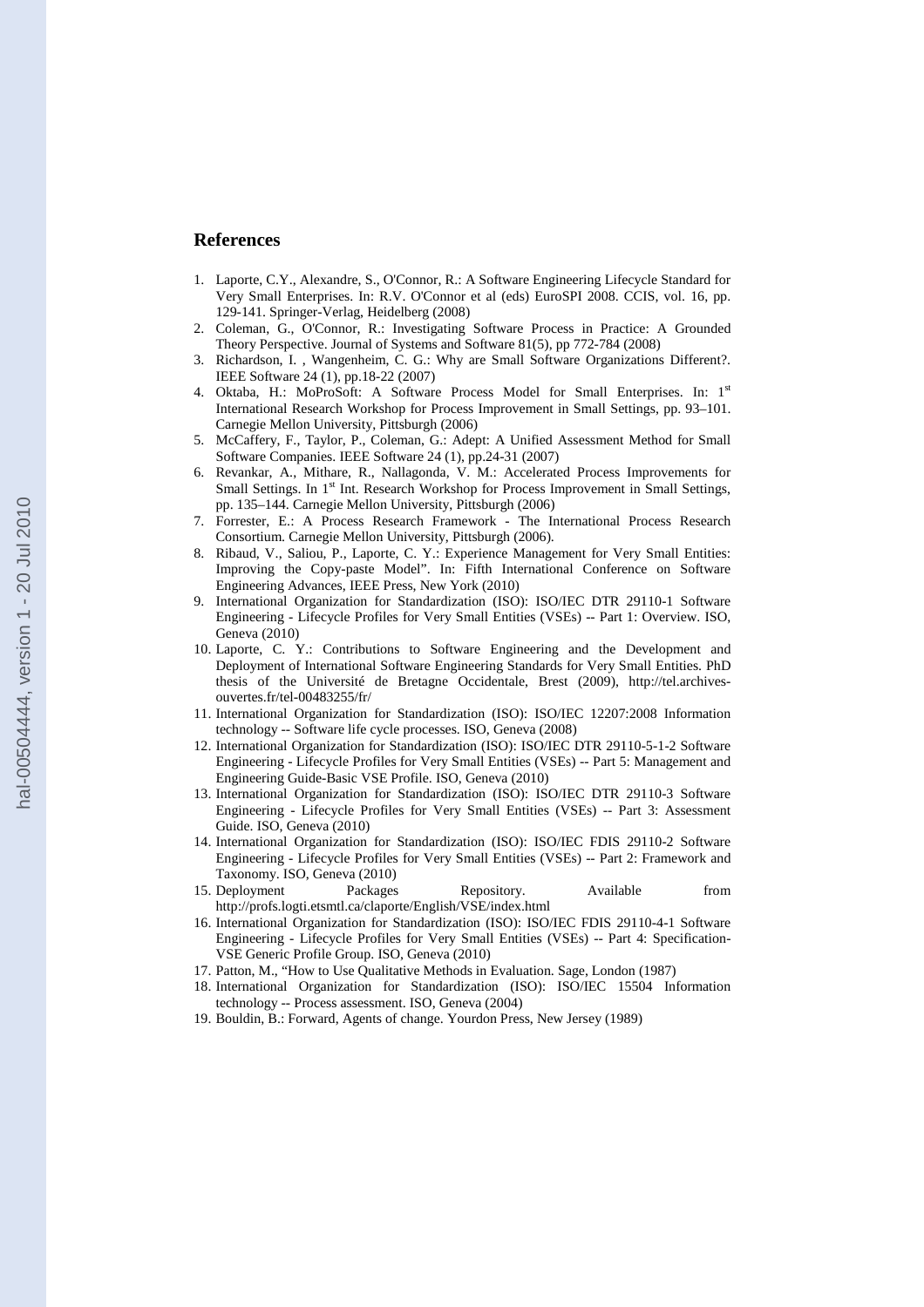## References

1. Laporte, C.Y., Alexandre, S., O'Connor, R.: A Software Engineering Lifecycle Standard for Very Small Enterprises. In: R.V. O'Connor et al (eds) EuroSPI 2008. CCIS, vol. 16, pp. 129-141. Springer-Verlag, Heidelberg (2008)
2. Coleman, G., O'Connor, R.: Investigating Software Process in Practice: A Grounded Theory Perspective. Journal of Systems and Software 81(5), pp 772-784 (2008)
3. Richardson, I. , Wangenheim, C. G.: Why are Small Software Organizations Different?. IEEE Software 24 (1), pp.18-22 (2007)
4. Oktaba, H.: MoProSoft: A Software Process Model for Small Enterprises. In: 1st International Research Workshop for Process Improvement in Small Settings, pp. 93–101. Carnegie Mellon University, Pittsburgh (2006)
5. McCaffery, F., Taylor, P., Coleman, G.: Adept: A Unified Assessment Method for Small Software Companies. IEEE Software 24 (1), pp.24-31 (2007)
6. Revankar, A., Mithare, R., Nallagonda, V. M.: Accelerated Process Improvements for Small Settings. In 1st Int. Research Workshop for Process Improvement in Small Settings, pp. 135–144. Carnegie Mellon University, Pittsburgh (2006)
7. Forrester, E.: A Process Research Framework - The International Process Research Consortium. Carnegie Mellon University, Pittsburgh (2006).
8. Ribaud, V., Saliou, P., Laporte, C. Y.: Experience Management for Very Small Entities: Improving the Copy-paste Model". In: Fifth International Conference on Software Engineering Advances, IEEE Press, New York (2010)
9. International Organization for Standardization (ISO): ISO/IEC DTR 29110-1 Software Engineering - Lifecycle Profiles for Very Small Entities (VSEs) -- Part 1: Overview. ISO, Geneva (2010)
10. Laporte, C. Y.: Contributions to Software Engineering and the Development and Deployment of International Software Engineering Standards for Very Small Entities. PhD thesis of the Université de Bretagne Occidentale, Brest (2009), http://tel.archives-ouvertes.fr/tel-00483255/fr/
11. International Organization for Standardization (ISO): ISO/IEC 12207:2008 Information technology -- Software life cycle processes. ISO, Geneva (2008)
12. International Organization for Standardization (ISO): ISO/IEC DTR 29110-5-1-2 Software Engineering - Lifecycle Profiles for Very Small Entities (VSEs) -- Part 5: Management and Engineering Guide-Basic VSE Profile. ISO, Geneva (2010)
13. International Organization for Standardization (ISO): ISO/IEC DTR 29110-3 Software Engineering - Lifecycle Profiles for Very Small Entities (VSEs) -- Part 3: Assessment Guide. ISO, Geneva (2010)
14. International Organization for Standardization (ISO): ISO/IEC FDIS 29110-2 Software Engineering - Lifecycle Profiles for Very Small Entities (VSEs) -- Part 2: Framework and Taxonomy. ISO, Geneva (2010)
15. Deployment Packages Repository. Available from http://profs.logti.etsmtl.ca/claporte/English/VSE/index.html
16. International Organization for Standardization (ISO): ISO/IEC FDIS 29110-4-1 Software Engineering - Lifecycle Profiles for Very Small Entities (VSEs) -- Part 4: Specification-VSE Generic Profile Group. ISO, Geneva (2010)
17. Patton, M., "How to Use Qualitative Methods in Evaluation. Sage, London (1987)
18. International Organization for Standardization (ISO): ISO/IEC 15504 Information technology -- Process assessment. ISO, Geneva (2004)
19. Bouldin, B.: Forward, Agents of change. Yourdon Press, New Jersey (1989)